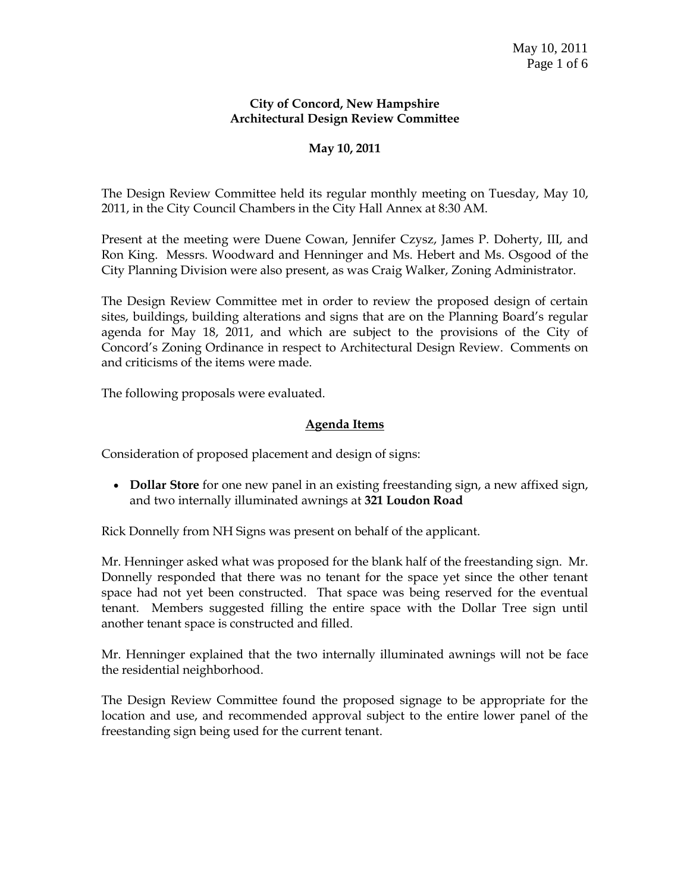**City of Concord, New Hampshire**
**Architectural Design Review Committee**

**May 10, 2011**

The Design Review Committee held its regular monthly meeting on Tuesday, May 10, 2011, in the City Council Chambers in the City Hall Annex at 8:30 AM.

Present at the meeting were Duene Cowan, Jennifer Czysz, James P. Doherty, III, and Ron King. Messrs. Woodward and Henninger and Ms. Hebert and Ms. Osgood of the City Planning Division were also present, as was Craig Walker, Zoning Administrator.

The Design Review Committee met in order to review the proposed design of certain sites, buildings, building alterations and signs that are on the Planning Board's regular agenda for May 18, 2011, and which are subject to the provisions of the City of Concord's Zoning Ordinance in respect to Architectural Design Review. Comments on and criticisms of the items were made.

The following proposals were evaluated.

## Agenda Items

Consideration of proposed placement and design of signs:

- **Dollar Store** for one new panel in an existing freestanding sign, a new affixed sign, and two internally illuminated awnings at **321 Loudon Road**

Rick Donnelly from NH Signs was present on behalf of the applicant.

Mr. Henninger asked what was proposed for the blank half of the freestanding sign. Mr. Donnelly responded that there was no tenant for the space yet since the other tenant space had not yet been constructed. That space was being reserved for the eventual tenant. Members suggested filling the entire space with the Dollar Tree sign until another tenant space is constructed and filled.

Mr. Henninger explained that the two internally illuminated awnings will not be face the residential neighborhood.

The Design Review Committee found the proposed signage to be appropriate for the location and use, and recommended approval subject to the entire lower panel of the freestanding sign being used for the current tenant.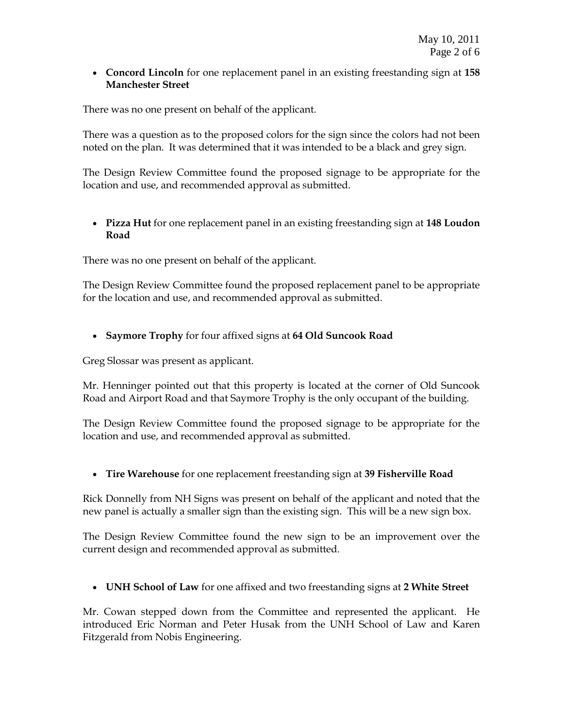- **Concord Lincoln** for one replacement panel in an existing freestanding sign at **158 Manchester Street**

There was no one present on behalf of the applicant.

There was a question as to the proposed colors for the sign since the colors had not been noted on the plan. It was determined that it was intended to be a black and grey sign.

The Design Review Committee found the proposed signage to be appropriate for the location and use, and recommended approval as submitted.

- **Pizza Hut** for one replacement panel in an existing freestanding sign at **148 Loudon Road**

There was no one present on behalf of the applicant.

The Design Review Committee found the proposed replacement panel to be appropriate for the location and use, and recommended approval as submitted.

- **Saymore Trophy** for four affixed signs at **64 Old Suncook Road**

Greg Slossar was present as applicant.

Mr. Henninger pointed out that this property is located at the corner of Old Suncook Road and Airport Road and that Saymore Trophy is the only occupant of the building.

The Design Review Committee found the proposed signage to be appropriate for the location and use, and recommended approval as submitted.

- **Tire Warehouse** for one replacement freestanding sign at **39 Fisherville Road**

Rick Donnelly from NH Signs was present on behalf of the applicant and noted that the new panel is actually a smaller sign than the existing sign. This will be a new sign box.

The Design Review Committee found the new sign to be an improvement over the current design and recommended approval as submitted.

- **UNH School of Law** for one affixed and two freestanding signs at **2 White Street**

Mr. Cowan stepped down from the Committee and represented the applicant. He introduced Eric Norman and Peter Husak from the UNH School of Law and Karen Fitzgerald from Nobis Engineering.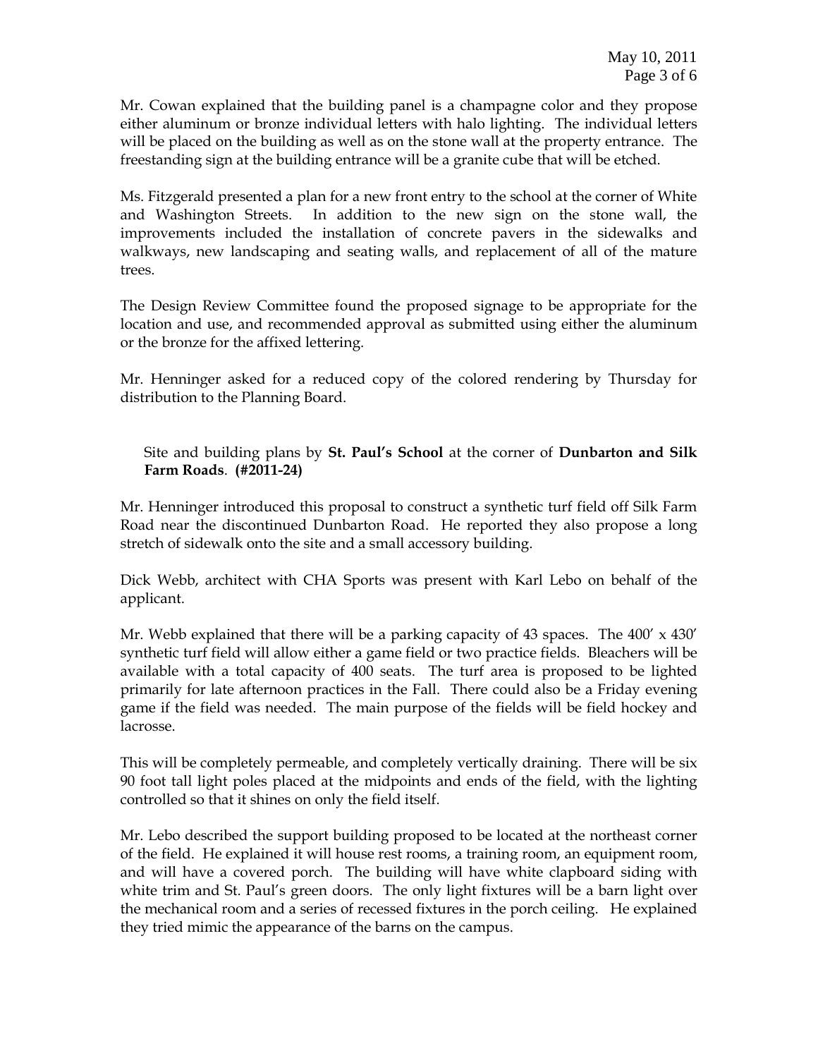Mr. Cowan explained that the building panel is a champagne color and they propose either aluminum or bronze individual letters with halo lighting. The individual letters will be placed on the building as well as on the stone wall at the property entrance. The freestanding sign at the building entrance will be a granite cube that will be etched.

Ms. Fitzgerald presented a plan for a new front entry to the school at the corner of White and Washington Streets. In addition to the new sign on the stone wall, the improvements included the installation of concrete pavers in the sidewalks and walkways, new landscaping and seating walls, and replacement of all of the mature trees.

The Design Review Committee found the proposed signage to be appropriate for the location and use, and recommended approval as submitted using either the aluminum or the bronze for the affixed lettering.

Mr. Henninger asked for a reduced copy of the colored rendering by Thursday for distribution to the Planning Board.

Site and building plans by **St. Paul's School** at the corner of **Dunbarton and Silk Farm Roads**. **(#2011-24)**

Mr. Henninger introduced this proposal to construct a synthetic turf field off Silk Farm Road near the discontinued Dunbarton Road. He reported they also propose a long stretch of sidewalk onto the site and a small accessory building.

Dick Webb, architect with CHA Sports was present with Karl Lebo on behalf of the applicant.

Mr. Webb explained that there will be a parking capacity of 43 spaces. The 400' x 430' synthetic turf field will allow either a game field or two practice fields. Bleachers will be available with a total capacity of 400 seats. The turf area is proposed to be lighted primarily for late afternoon practices in the Fall. There could also be a Friday evening game if the field was needed. The main purpose of the fields will be field hockey and lacrosse.

This will be completely permeable, and completely vertically draining. There will be six 90 foot tall light poles placed at the midpoints and ends of the field, with the lighting controlled so that it shines on only the field itself.

Mr. Lebo described the support building proposed to be located at the northeast corner of the field. He explained it will house rest rooms, a training room, an equipment room, and will have a covered porch. The building will have white clapboard siding with white trim and St. Paul's green doors. The only light fixtures will be a barn light over the mechanical room and a series of recessed fixtures in the porch ceiling. He explained they tried mimic the appearance of the barns on the campus.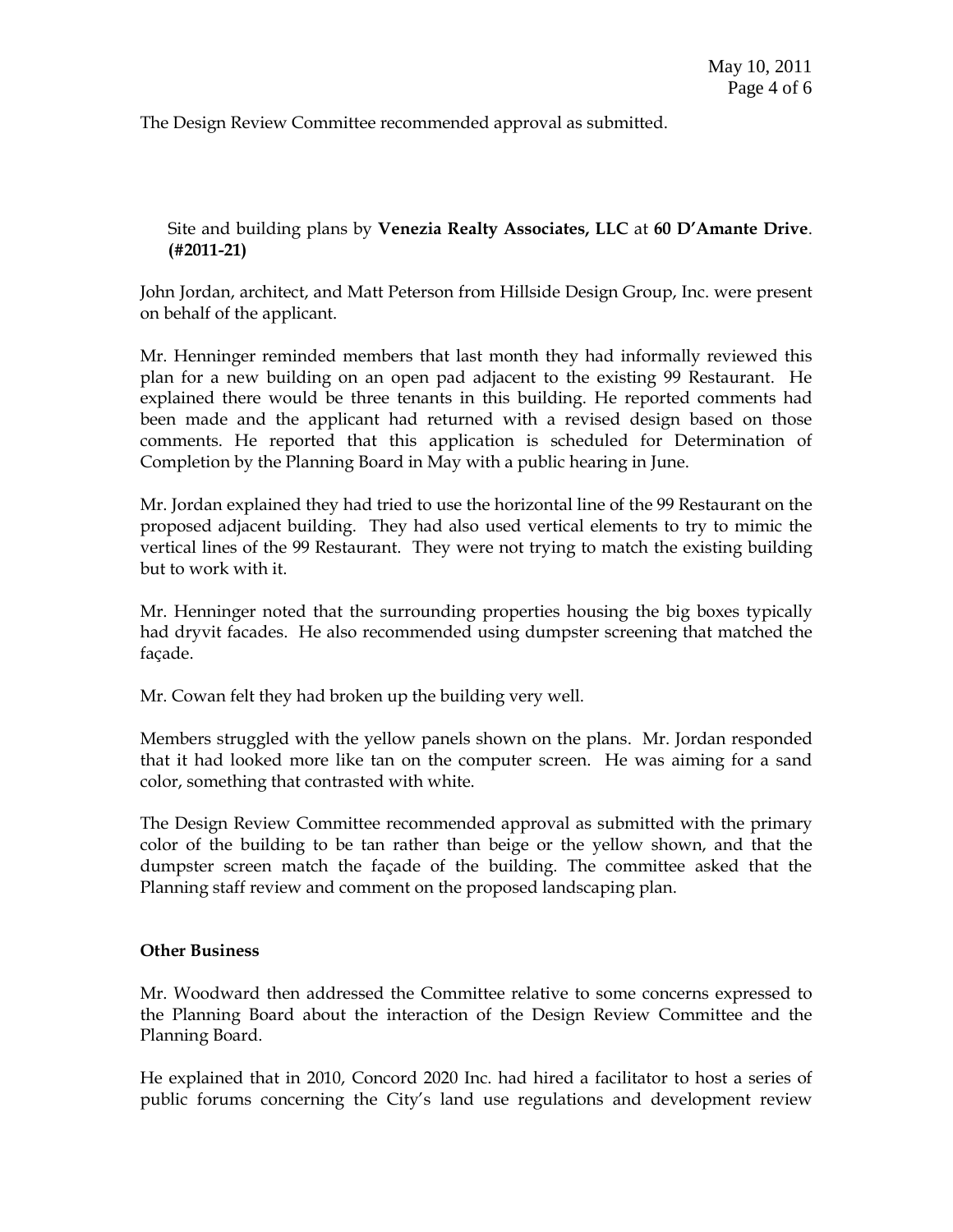The Design Review Committee recommended approval as submitted.

Site and building plans by **Venezia Realty Associates, LLC** at **60 D'Amante Drive**. **(#2011-21)**

John Jordan, architect, and Matt Peterson from Hillside Design Group, Inc. were present on behalf of the applicant.

Mr. Henninger reminded members that last month they had informally reviewed this plan for a new building on an open pad adjacent to the existing 99 Restaurant. He explained there would be three tenants in this building. He reported comments had been made and the applicant had returned with a revised design based on those comments. He reported that this application is scheduled for Determination of Completion by the Planning Board in May with a public hearing in June.

Mr. Jordan explained they had tried to use the horizontal line of the 99 Restaurant on the proposed adjacent building. They had also used vertical elements to try to mimic the vertical lines of the 99 Restaurant. They were not trying to match the existing building but to work with it.

Mr. Henninger noted that the surrounding properties housing the big boxes typically had dryvit facades. He also recommended using dumpster screening that matched the façade.

Mr. Cowan felt they had broken up the building very well.

Members struggled with the yellow panels shown on the plans. Mr. Jordan responded that it had looked more like tan on the computer screen. He was aiming for a sand color, something that contrasted with white.

The Design Review Committee recommended approval as submitted with the primary color of the building to be tan rather than beige or the yellow shown, and that the dumpster screen match the façade of the building. The committee asked that the Planning staff review and comment on the proposed landscaping plan.

**Other Business**

Mr. Woodward then addressed the Committee relative to some concerns expressed to the Planning Board about the interaction of the Design Review Committee and the Planning Board.

He explained that in 2010, Concord 2020 Inc. had hired a facilitator to host a series of public forums concerning the City's land use regulations and development review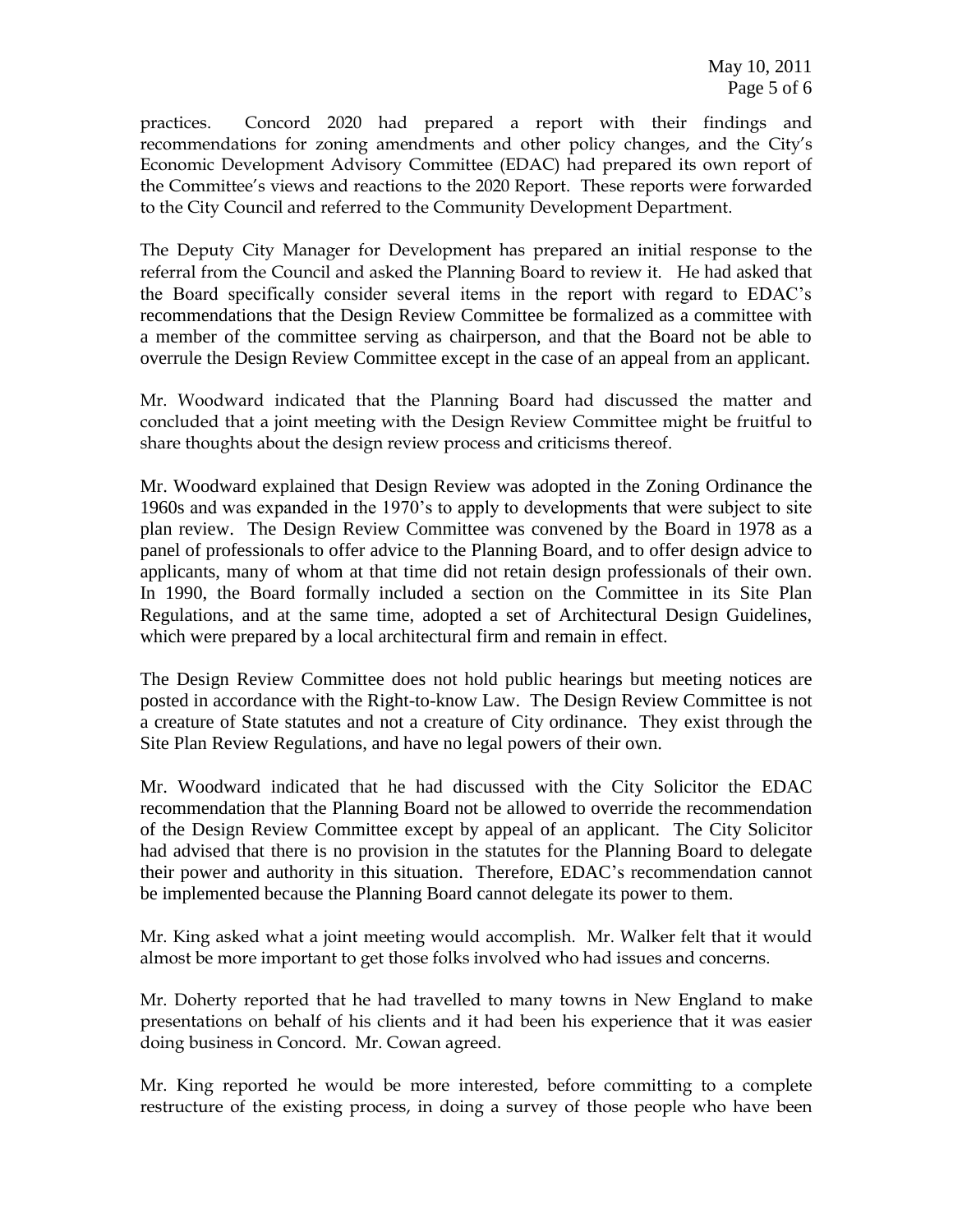practices. Concord 2020 had prepared a report with their findings and recommendations for zoning amendments and other policy changes, and the City's Economic Development Advisory Committee (EDAC) had prepared its own report of the Committee's views and reactions to the 2020 Report. These reports were forwarded to the City Council and referred to the Community Development Department.

The Deputy City Manager for Development has prepared an initial response to the referral from the Council and asked the Planning Board to review it. He had asked that the Board specifically consider several items in the report with regard to EDAC's recommendations that the Design Review Committee be formalized as a committee with a member of the committee serving as chairperson, and that the Board not be able to overrule the Design Review Committee except in the case of an appeal from an applicant.

Mr. Woodward indicated that the Planning Board had discussed the matter and concluded that a joint meeting with the Design Review Committee might be fruitful to share thoughts about the design review process and criticisms thereof.

Mr. Woodward explained that Design Review was adopted in the Zoning Ordinance the 1960s and was expanded in the 1970's to apply to developments that were subject to site plan review. The Design Review Committee was convened by the Board in 1978 as a panel of professionals to offer advice to the Planning Board, and to offer design advice to applicants, many of whom at that time did not retain design professionals of their own. In 1990, the Board formally included a section on the Committee in its Site Plan Regulations, and at the same time, adopted a set of Architectural Design Guidelines, which were prepared by a local architectural firm and remain in effect.

The Design Review Committee does not hold public hearings but meeting notices are posted in accordance with the Right-to-know Law. The Design Review Committee is not a creature of State statutes and not a creature of City ordinance. They exist through the Site Plan Review Regulations, and have no legal powers of their own.

Mr. Woodward indicated that he had discussed with the City Solicitor the EDAC recommendation that the Planning Board not be allowed to override the recommendation of the Design Review Committee except by appeal of an applicant. The City Solicitor had advised that there is no provision in the statutes for the Planning Board to delegate their power and authority in this situation. Therefore, EDAC's recommendation cannot be implemented because the Planning Board cannot delegate its power to them.

Mr. King asked what a joint meeting would accomplish. Mr. Walker felt that it would almost be more important to get those folks involved who had issues and concerns.

Mr. Doherty reported that he had travelled to many towns in New England to make presentations on behalf of his clients and it had been his experience that it was easier doing business in Concord. Mr. Cowan agreed.

Mr. King reported he would be more interested, before committing to a complete restructure of the existing process, in doing a survey of those people who have been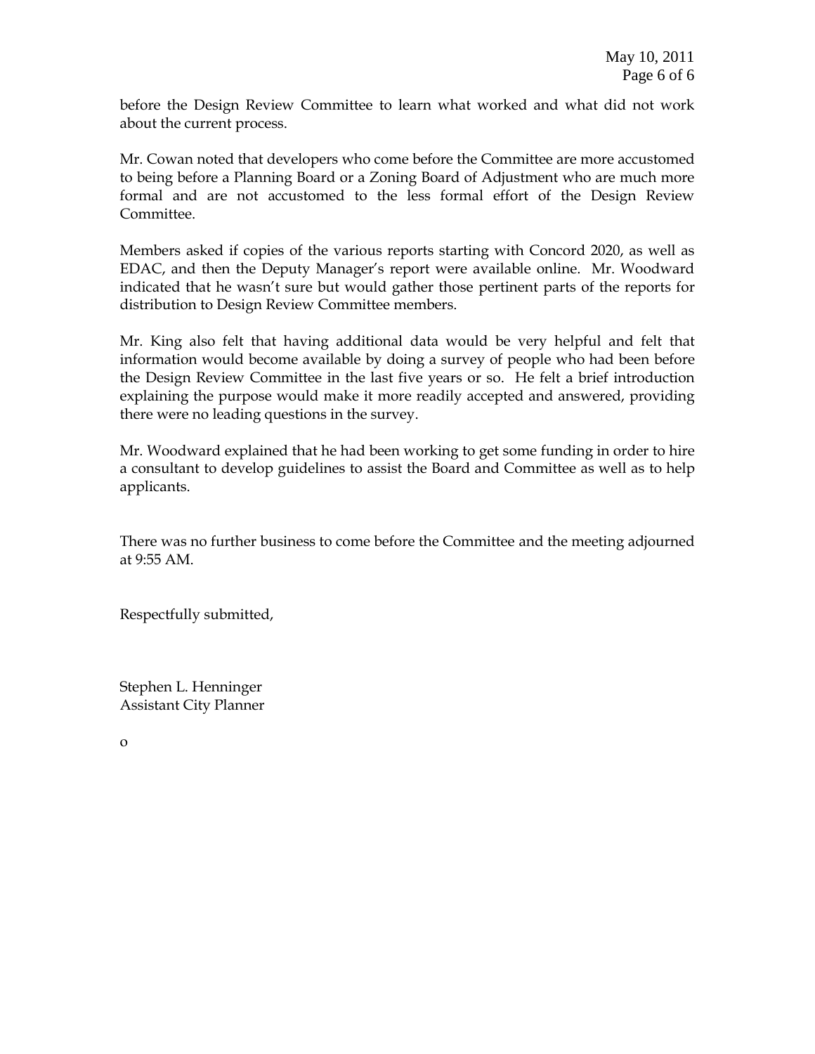before the Design Review Committee to learn what worked and what did not work about the current process.

Mr. Cowan noted that developers who come before the Committee are more accustomed to being before a Planning Board or a Zoning Board of Adjustment who are much more formal and are not accustomed to the less formal effort of the Design Review Committee.

Members asked if copies of the various reports starting with Concord 2020, as well as EDAC, and then the Deputy Manager's report were available online. Mr. Woodward indicated that he wasn't sure but would gather those pertinent parts of the reports for distribution to Design Review Committee members.

Mr. King also felt that having additional data would be very helpful and felt that information would become available by doing a survey of people who had been before the Design Review Committee in the last five years or so. He felt a brief introduction explaining the purpose would make it more readily accepted and answered, providing there were no leading questions in the survey.

Mr. Woodward explained that he had been working to get some funding in order to hire a consultant to develop guidelines to assist the Board and Committee as well as to help applicants.

There was no further business to come before the Committee and the meeting adjourned at 9:55 AM.

Respectfully submitted,

Stephen L. Henninger
Assistant City Planner

o